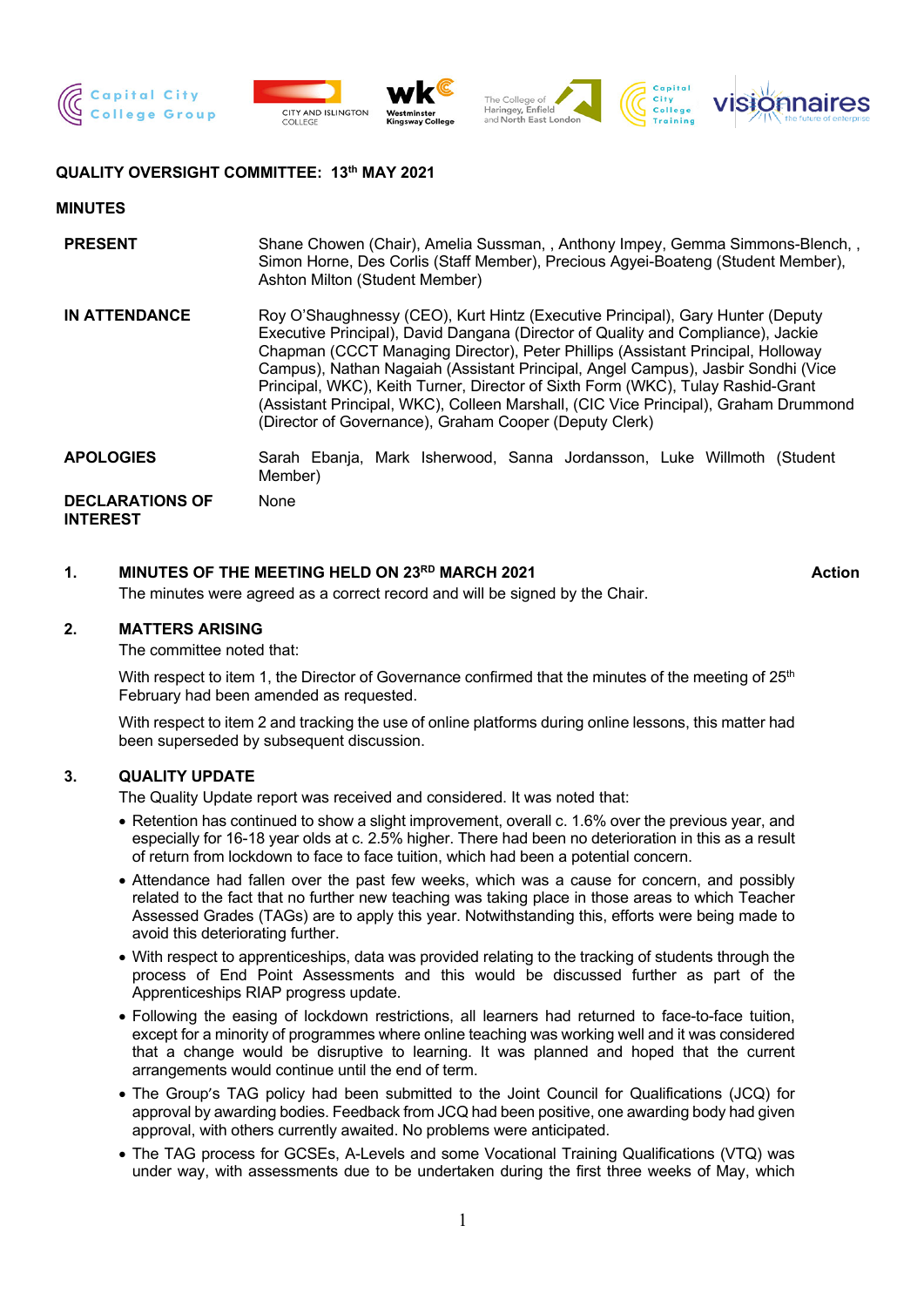**QUALITY OVERSIGHT COMMITTEE: 13th MAY 2021**

**MINUTES**

| | |
|---|---|
| **PRESENT** | Shane Chowen (Chair), Amelia Sussman, , Anthony Impey, Gemma Simmons-Blench, , Simon Horne, Des Corlis (Staff Member), Precious Agyei-Boateng (Student Member), Ashton Milton (Student Member) |
| **IN ATTENDANCE** | Roy O'Shaughnessy (CEO), Kurt Hintz (Executive Principal), Gary Hunter (Deputy Executive Principal), David Dangana (Director of Quality and Compliance), Jackie Chapman (CCCT Managing Director), Peter Phillips (Assistant Principal, Holloway Campus), Nathan Nagaiah (Assistant Principal, Angel Campus), Jasbir Sondhi (Vice Principal, WKC), Keith Turner, Director of Sixth Form (WKC), Tulay Rashid-Grant (Assistant Principal, WKC), Colleen Marshall, (CIC Vice Principal), Graham Drummond (Director of Governance), Graham Cooper (Deputy Clerk) |
| **APOLOGIES** | Sarah Ebanja, Mark Isherwood, Sanna Jordansson, Luke Willmoth (Student Member) |
| **DECLARATIONS OF INTEREST** | None |

**1. MINUTES OF THE MEETING HELD ON 23RD MARCH 2021** **Action**

The minutes were agreed as a correct record and will be signed by the Chair.

**2. MATTERS ARISING**

The committee noted that:

With respect to item 1, the Director of Governance confirmed that the minutes of the meeting of 25th February had been amended as requested.

With respect to item 2 and tracking the use of online platforms during online lessons, this matter had been superseded by subsequent discussion.

**3. QUALITY UPDATE**

The Quality Update report was received and considered. It was noted that:

- Retention has continued to show a slight improvement, overall c. 1.6% over the previous year, and especially for 16-18 year olds at c. 2.5% higher. There had been no deterioration in this as a result of return from lockdown to face to face tuition, which had been a potential concern.
- Attendance had fallen over the past few weeks, which was a cause for concern, and possibly related to the fact that no further new teaching was taking place in those areas to which Teacher Assessed Grades (TAGs) are to apply this year. Notwithstanding this, efforts were being made to avoid this deteriorating further.
- With respect to apprenticeships, data was provided relating to the tracking of students through the process of End Point Assessments and this would be discussed further as part of the Apprenticeships RIAP progress update.
- Following the easing of lockdown restrictions, all learners had returned to face-to-face tuition, except for a minority of programmes where online teaching was working well and it was considered that a change would be disruptive to learning. It was planned and hoped that the current arrangements would continue until the end of term.
- The Group's TAG policy had been submitted to the Joint Council for Qualifications (JCQ) for approval by awarding bodies. Feedback from JCQ had been positive, one awarding body had given approval, with others currently awaited. No problems were anticipated.
- The TAG process for GCSEs, A-Levels and some Vocational Training Qualifications (VTQ) was under way, with assessments due to be undertaken during the first three weeks of May, which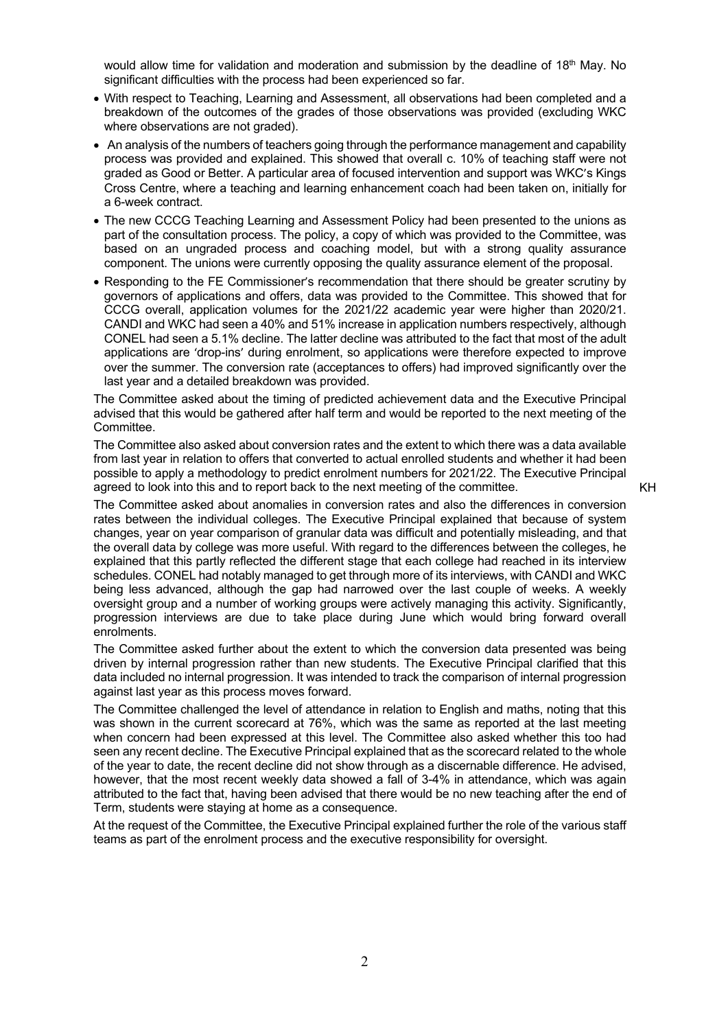would allow time for validation and moderation and submission by the deadline of 18th May. No significant difficulties with the process had been experienced so far.

- With respect to Teaching, Learning and Assessment, all observations had been completed and a breakdown of the outcomes of the grades of those observations was provided (excluding WKC where observations are not graded).
- An analysis of the numbers of teachers going through the performance management and capability process was provided and explained. This showed that overall c. 10% of teaching staff were not graded as Good or Better. A particular area of focused intervention and support was WKC's Kings Cross Centre, where a teaching and learning enhancement coach had been taken on, initially for a 6-week contract.
- The new CCCG Teaching Learning and Assessment Policy had been presented to the unions as part of the consultation process. The policy, a copy of which was provided to the Committee, was based on an ungraded process and coaching model, but with a strong quality assurance component. The unions were currently opposing the quality assurance element of the proposal.
- Responding to the FE Commissioner's recommendation that there should be greater scrutiny by governors of applications and offers, data was provided to the Committee. This showed that for CCCG overall, application volumes for the 2021/22 academic year were higher than 2020/21. CANDI and WKC had seen a 40% and 51% increase in application numbers respectively, although CONEL had seen a 5.1% decline. The latter decline was attributed to the fact that most of the adult applications are 'drop-ins' during enrolment, so applications were therefore expected to improve over the summer. The conversion rate (acceptances to offers) had improved significantly over the last year and a detailed breakdown was provided.

The Committee asked about the timing of predicted achievement data and the Executive Principal advised that this would be gathered after half term and would be reported to the next meeting of the Committee.

The Committee also asked about conversion rates and the extent to which there was a data available from last year in relation to offers that converted to actual enrolled students and whether it had been possible to apply a methodology to predict enrolment numbers for 2021/22. The Executive Principal agreed to look into this and to report back to the next meeting of the committee. KH

The Committee asked about anomalies in conversion rates and also the differences in conversion rates between the individual colleges. The Executive Principal explained that because of system changes, year on year comparison of granular data was difficult and potentially misleading, and that the overall data by college was more useful. With regard to the differences between the colleges, he explained that this partly reflected the different stage that each college had reached in its interview schedules. CONEL had notably managed to get through more of its interviews, with CANDI and WKC being less advanced, although the gap had narrowed over the last couple of weeks. A weekly oversight group and a number of working groups were actively managing this activity. Significantly, progression interviews are due to take place during June which would bring forward overall enrolments.

The Committee asked further about the extent to which the conversion data presented was being driven by internal progression rather than new students. The Executive Principal clarified that this data included no internal progression. It was intended to track the comparison of internal progression against last year as this process moves forward.

The Committee challenged the level of attendance in relation to English and maths, noting that this was shown in the current scorecard at 76%, which was the same as reported at the last meeting when concern had been expressed at this level. The Committee also asked whether this too had seen any recent decline. The Executive Principal explained that as the scorecard related to the whole of the year to date, the recent decline did not show through as a discernable difference. He advised, however, that the most recent weekly data showed a fall of 3-4% in attendance, which was again attributed to the fact that, having been advised that there would be no new teaching after the end of Term, students were staying at home as a consequence.

At the request of the Committee, the Executive Principal explained further the role of the various staff teams as part of the enrolment process and the executive responsibility for oversight.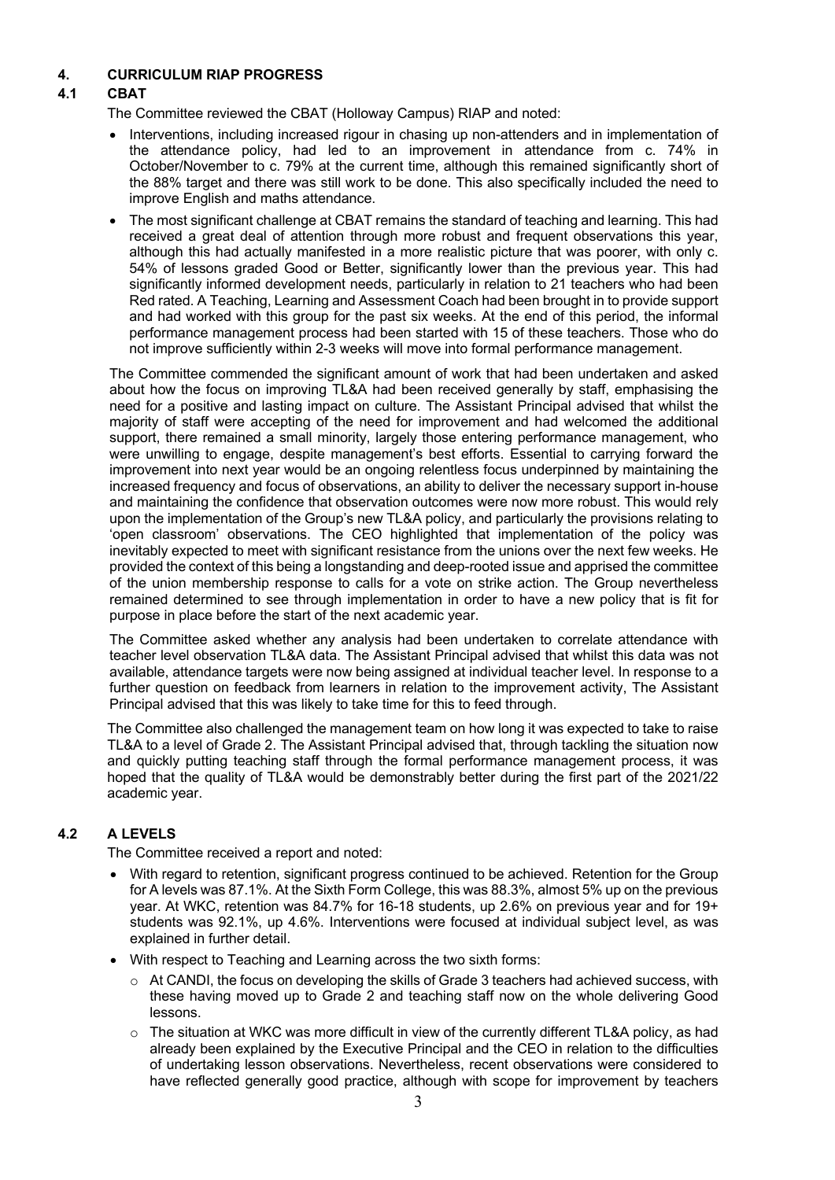## 4. CURRICULUM RIAP PROGRESS

### 4.1 CBAT

The Committee reviewed the CBAT (Holloway Campus) RIAP and noted:

- Interventions, including increased rigour in chasing up non-attenders and in implementation of the attendance policy, had led to an improvement in attendance from c. 74% in October/November to c. 79% at the current time, although this remained significantly short of the 88% target and there was still work to be done. This also specifically included the need to improve English and maths attendance.
- The most significant challenge at CBAT remains the standard of teaching and learning. This had received a great deal of attention through more robust and frequent observations this year, although this had actually manifested in a more realistic picture that was poorer, with only c. 54% of lessons graded Good or Better, significantly lower than the previous year. This had significantly informed development needs, particularly in relation to 21 teachers who had been Red rated. A Teaching, Learning and Assessment Coach had been brought in to provide support and had worked with this group for the past six weeks. At the end of this period, the informal performance management process had been started with 15 of these teachers. Those who do not improve sufficiently within 2-3 weeks will move into formal performance management.

The Committee commended the significant amount of work that had been undertaken and asked about how the focus on improving TL&A had been received generally by staff, emphasising the need for a positive and lasting impact on culture. The Assistant Principal advised that whilst the majority of staff were accepting of the need for improvement and had welcomed the additional support, there remained a small minority, largely those entering performance management, who were unwilling to engage, despite management's best efforts. Essential to carrying forward the improvement into next year would be an ongoing relentless focus underpinned by maintaining the increased frequency and focus of observations, an ability to deliver the necessary support in-house and maintaining the confidence that observation outcomes were now more robust. This would rely upon the implementation of the Group's new TL&A policy, and particularly the provisions relating to 'open classroom' observations. The CEO highlighted that implementation of the policy was inevitably expected to meet with significant resistance from the unions over the next few weeks. He provided the context of this being a longstanding and deep-rooted issue and apprised the committee of the union membership response to calls for a vote on strike action. The Group nevertheless remained determined to see through implementation in order to have a new policy that is fit for purpose in place before the start of the next academic year.

The Committee asked whether any analysis had been undertaken to correlate attendance with teacher level observation TL&A data. The Assistant Principal advised that whilst this data was not available, attendance targets were now being assigned at individual teacher level. In response to a further question on feedback from learners in relation to the improvement activity, The Assistant Principal advised that this was likely to take time for this to feed through.

The Committee also challenged the management team on how long it was expected to take to raise TL&A to a level of Grade 2. The Assistant Principal advised that, through tackling the situation now and quickly putting teaching staff through the formal performance management process, it was hoped that the quality of TL&A would be demonstrably better during the first part of the 2021/22 academic year.

### 4.2 A LEVELS

The Committee received a report and noted:

- With regard to retention, significant progress continued to be achieved. Retention for the Group for A levels was 87.1%. At the Sixth Form College, this was 88.3%, almost 5% up on the previous year. At WKC, retention was 84.7% for 16-18 students, up 2.6% on previous year and for 19+ students was 92.1%, up 4.6%. Interventions were focused at individual subject level, as was explained in further detail.
- With respect to Teaching and Learning across the two sixth forms:
  - At CANDI, the focus on developing the skills of Grade 3 teachers had achieved success, with these having moved up to Grade 2 and teaching staff now on the whole delivering Good lessons.
  - The situation at WKC was more difficult in view of the currently different TL&A policy, as had already been explained by the Executive Principal and the CEO in relation to the difficulties of undertaking lesson observations. Nevertheless, recent observations were considered to have reflected generally good practice, although with scope for improvement by teachers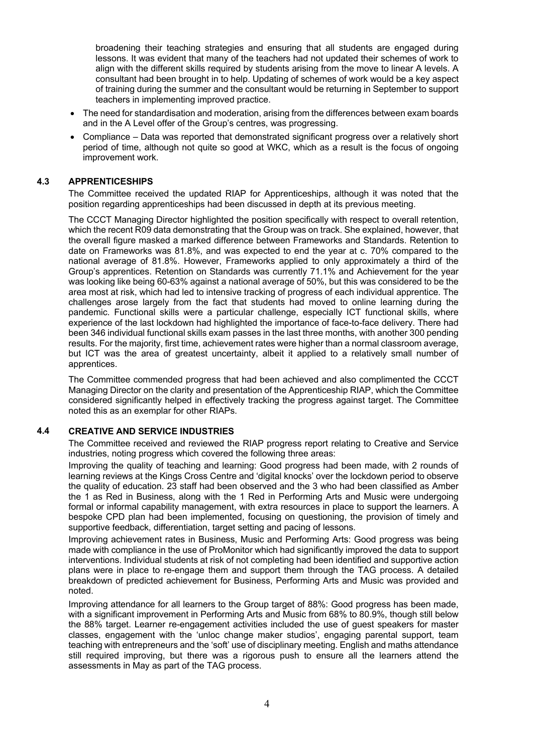broadening their teaching strategies and ensuring that all students are engaged during lessons. It was evident that many of the teachers had not updated their schemes of work to align with the different skills required by students arising from the move to linear A levels. A consultant had been brought in to help. Updating of schemes of work would be a key aspect of training during the summer and the consultant would be returning in September to support teachers in implementing improved practice.

- The need for standardisation and moderation, arising from the differences between exam boards and in the A Level offer of the Group's centres, was progressing.
- Compliance – Data was reported that demonstrated significant progress over a relatively short period of time, although not quite so good at WKC, which as a result is the focus of ongoing improvement work.

### 4.3 APPRENTICESHIPS

The Committee received the updated RIAP for Apprenticeships, although it was noted that the position regarding apprenticeships had been discussed in depth at its previous meeting.

The CCCT Managing Director highlighted the position specifically with respect to overall retention, which the recent R09 data demonstrating that the Group was on track. She explained, however, that the overall figure masked a marked difference between Frameworks and Standards. Retention to date on Frameworks was 81.8%, and was expected to end the year at c. 70% compared to the national average of 81.8%. However, Frameworks applied to only approximately a third of the Group's apprentices. Retention on Standards was currently 71.1% and Achievement for the year was looking like being 60-63% against a national average of 50%, but this was considered to be the area most at risk, which had led to intensive tracking of progress of each individual apprentice. The challenges arose largely from the fact that students had moved to online learning during the pandemic. Functional skills were a particular challenge, especially ICT functional skills, where experience of the last lockdown had highlighted the importance of face-to-face delivery. There had been 346 individual functional skills exam passes in the last three months, with another 300 pending results. For the majority, first time, achievement rates were higher than a normal classroom average, but ICT was the area of greatest uncertainty, albeit it applied to a relatively small number of apprentices.

The Committee commended progress that had been achieved and also complimented the CCCT Managing Director on the clarity and presentation of the Apprenticeship RIAP, which the Committee considered significantly helped in effectively tracking the progress against target. The Committee noted this as an exemplar for other RIAPs.

### 4.4 CREATIVE AND SERVICE INDUSTRIES

The Committee received and reviewed the RIAP progress report relating to Creative and Service industries, noting progress which covered the following three areas:

Improving the quality of teaching and learning: Good progress had been made, with 2 rounds of learning reviews at the Kings Cross Centre and 'digital knocks' over the lockdown period to observe the quality of education. 23 staff had been observed and the 3 who had been classified as Amber the 1 as Red in Business, along with the 1 Red in Performing Arts and Music were undergoing formal or informal capability management, with extra resources in place to support the learners. A bespoke CPD plan had been implemented, focusing on questioning, the provision of timely and supportive feedback, differentiation, target setting and pacing of lessons.

Improving achievement rates in Business, Music and Performing Arts: Good progress was being made with compliance in the use of ProMonitor which had significantly improved the data to support interventions. Individual students at risk of not completing had been identified and supportive action plans were in place to re-engage them and support them through the TAG process. A detailed breakdown of predicted achievement for Business, Performing Arts and Music was provided and noted.

Improving attendance for all learners to the Group target of 88%: Good progress has been made, with a significant improvement in Performing Arts and Music from 68% to 80.9%, though still below the 88% target. Learner re-engagement activities included the use of guest speakers for master classes, engagement with the 'unloc change maker studios', engaging parental support, team teaching with entrepreneurs and the 'soft' use of disciplinary meeting. English and maths attendance still required improving, but there was a rigorous push to ensure all the learners attend the assessments in May as part of the TAG process.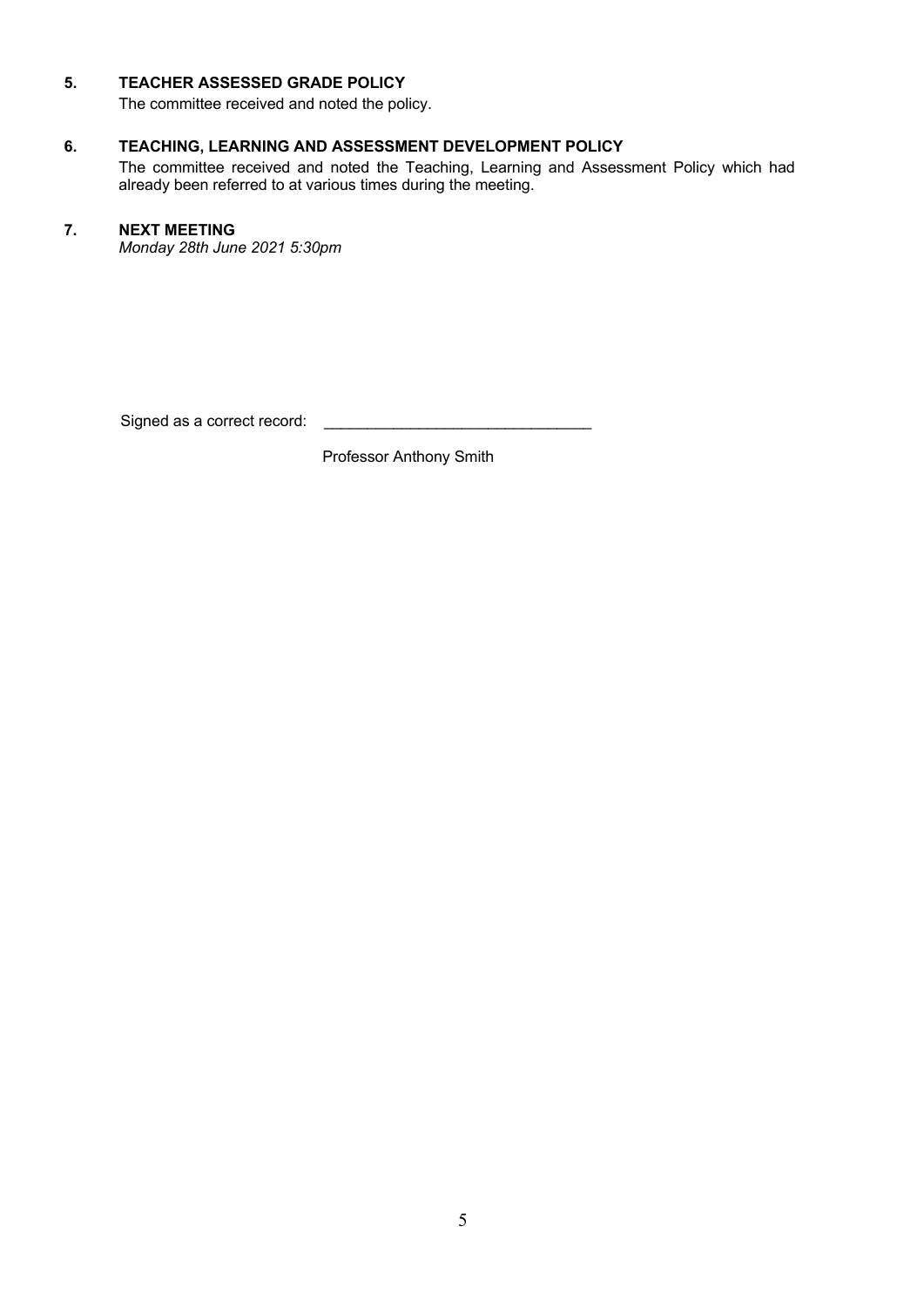## 5. TEACHER ASSESSED GRADE POLICY

The committee received and noted the policy.

## 6. TEACHING, LEARNING AND ASSESSMENT DEVELOPMENT POLICY

The committee received and noted the Teaching, Learning and Assessment Policy which had already been referred to at various times during the meeting.

## 7. NEXT MEETING

*Monday 28th June 2021 5:30pm*

Signed as a correct record: _______________________________

Professor Anthony Smith